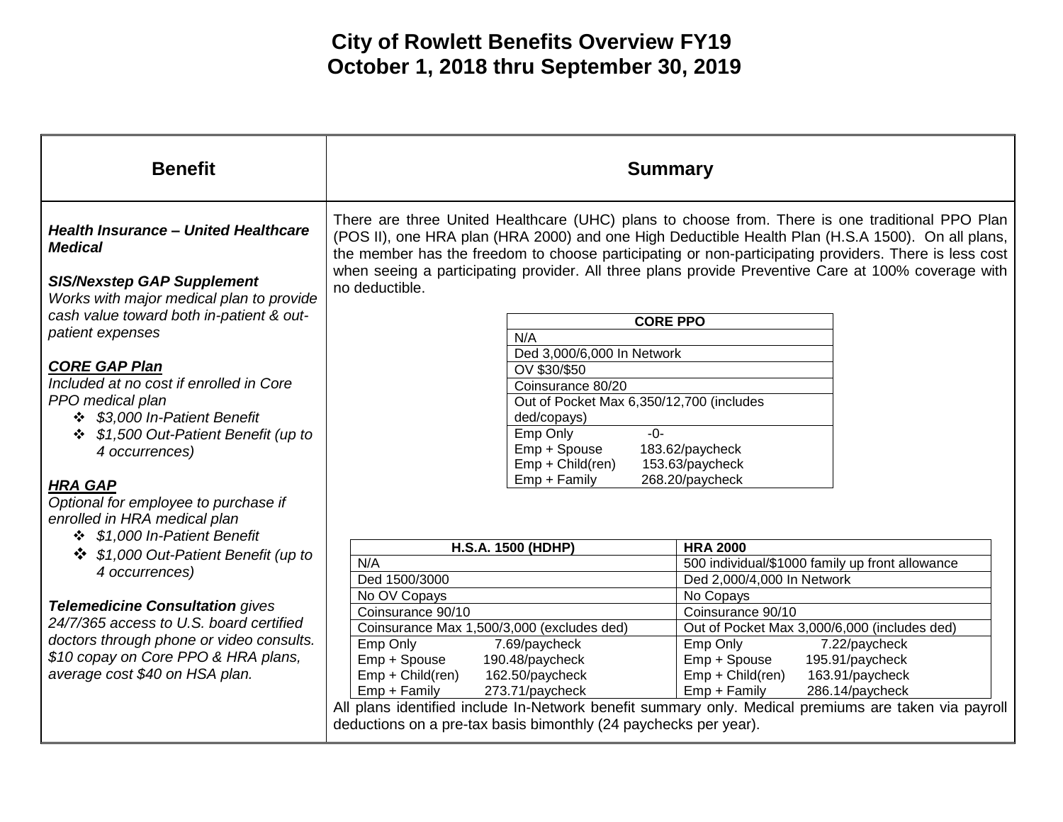# City of Rowlett Benefits Overview FY19
# October 1, 2018 thru September 30, 2019

| Benefit | Summary |
|---|---|
| ***Health Insurance – United Healthcare Medical*** | There are three United Healthcare (UHC) plans to choose from. There is one traditional PPO Plan (POS II), one HRA plan (HRA 2000) and one High Deductible Health Plan (H.S.A 1500). On all plans, the member has the freedom to choose participating or non-participating providers. There is less cost when seeing a participating provider. All three plans provide Preventive Care at 100% coverage with no deductible. |

***SIS/Nexstep GAP Supplement***
*Works with major medical plan to provide cash value toward both in-patient & out-patient expenses*

***CORE GAP Plan***
*Included at no cost if enrolled in Core PPO medical plan*
- *$3,000 In-Patient Benefit*
- *$1,500 Out-Patient Benefit (up to 4 occurrences)*

***HRA GAP***
*Optional for employee to purchase if enrolled in HRA medical plan*
- *$1,000 In-Patient Benefit*
- *$1,000 Out-Patient Benefit (up to 4 occurrences)*

***Telemedicine Consultation*** *gives 24/7/365 access to U.S. board certified doctors through phone or video consults. $10 copay on Core PPO & HRA plans, average cost $40 on HSA plan.*

| CORE PPO |
|---|
| N/A |
| Ded 3,000/6,000 In Network |
| OV $30/$50 |
| Coinsurance 80/20 |
| Out of Pocket Max 6,350/12,700 (includes ded/copays) |
| Emp Only -0- |
| Emp + Spouse 183.62/paycheck |
| Emp + Child(ren) 153.63/paycheck |
| Emp + Family 268.20/paycheck |

| H.S.A. 1500 (HDHP) | HRA 2000 |
|---|---|
| N/A | 500 individual/$1000 family up front allowance |
| Ded 1500/3000 | Ded 2,000/4,000 In Network |
| No OV Copays | No Copays |
| Coinsurance 90/10 | Coinsurance 90/10 |
| Coinsurance Max 1,500/3,000 (excludes ded) | Out of Pocket Max 3,000/6,000 (includes ded) |
| Emp Only 7.69/paycheck | Emp Only 7.22/paycheck |
| Emp + Spouse 190.48/paycheck | Emp + Spouse 195.91/paycheck |
| Emp + Child(ren) 162.50/paycheck | Emp + Child(ren) 163.91/paycheck |
| Emp + Family 273.71/paycheck | Emp + Family 286.14/paycheck |

All plans identified include In-Network benefit summary only. Medical premiums are taken via payroll deductions on a pre-tax basis bimonthly (24 paychecks per year).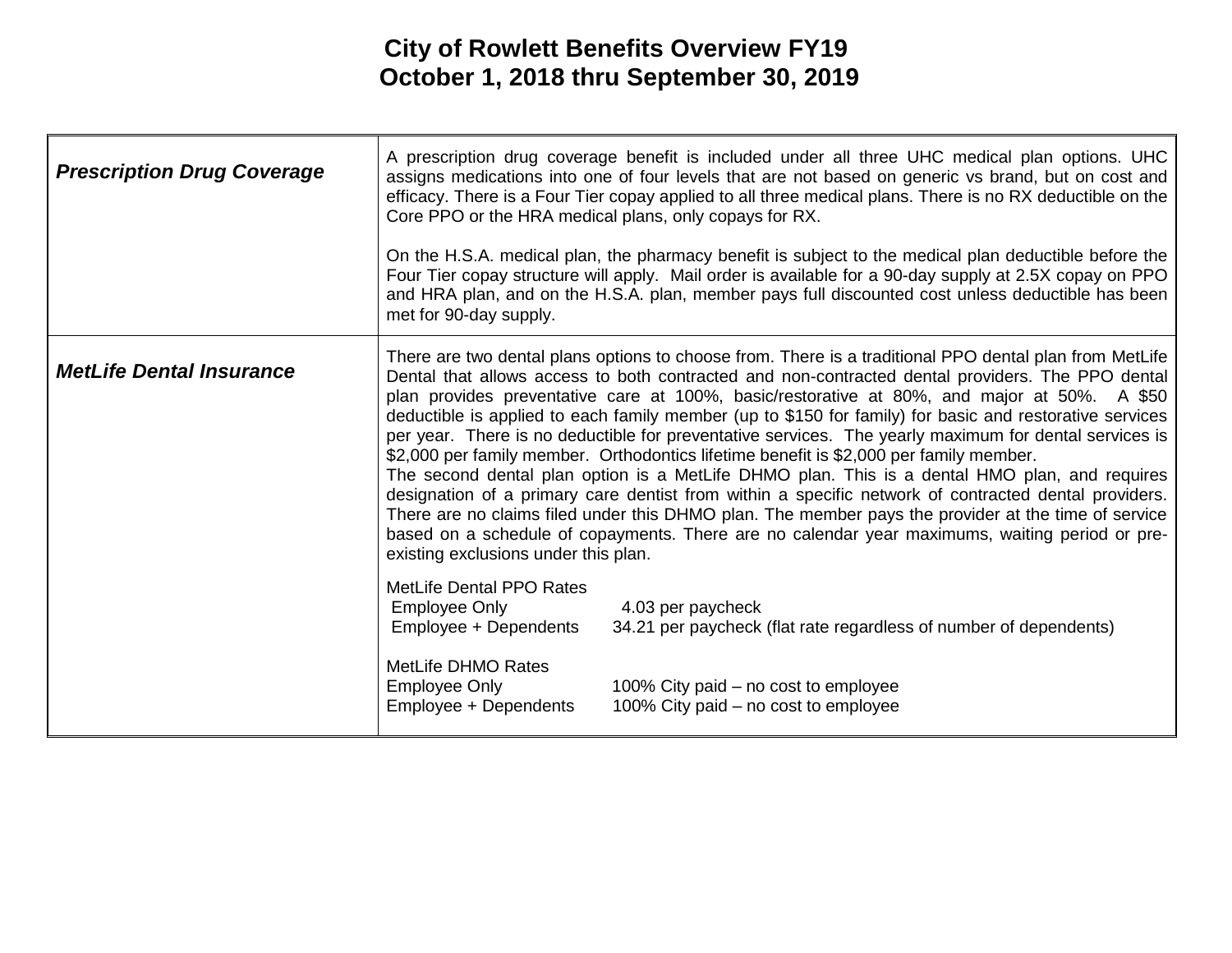# City of Rowlett Benefits Overview FY19
## October 1, 2018 thru September 30, 2019

| | |
|---|---|
| ***Prescription Drug Coverage*** | A prescription drug coverage benefit is included under all three UHC medical plan options. UHC assigns medications into one of four levels that are not based on generic vs brand, but on cost and efficacy. There is a Four Tier copay applied to all three medical plans. There is no RX deductible on the Core PPO or the HRA medical plans, only copays for RX.<br><br>On the H.S.A. medical plan, the pharmacy benefit is subject to the medical plan deductible before the Four Tier copay structure will apply. Mail order is available for a 90-day supply at 2.5X copay on PPO and HRA plan, and on the H.S.A. plan, member pays full discounted cost unless deductible has been met for 90-day supply. |
| ***MetLife Dental Insurance*** | There are two dental plans options to choose from. There is a traditional PPO dental plan from MetLife Dental that allows access to both contracted and non-contracted dental providers. The PPO dental plan provides preventative care at 100%, basic/restorative at 80%, and major at 50%. A $50 deductible is applied to each family member (up to $150 for family) for basic and restorative services per year. There is no deductible for preventative services. The yearly maximum for dental services is $2,000 per family member. Orthodontics lifetime benefit is $2,000 per family member.<br>The second dental plan option is a MetLife DHMO plan. This is a dental HMO plan, and requires designation of a primary care dentist from within a specific network of contracted dental providers. There are no claims filed under this DHMO plan. The member pays the provider at the time of service based on a schedule of copayments. There are no calendar year maximums, waiting period or pre-existing exclusions under this plan.<br><br>MetLife Dental PPO Rates<br>Employee Only: 4.03 per paycheck<br>Employee + Dependents: 34.21 per paycheck (flat rate regardless of number of dependents)<br><br>MetLife DHMO Rates<br>Employee Only: 100% City paid – no cost to employee<br>Employee + Dependents: 100% City paid – no cost to employee |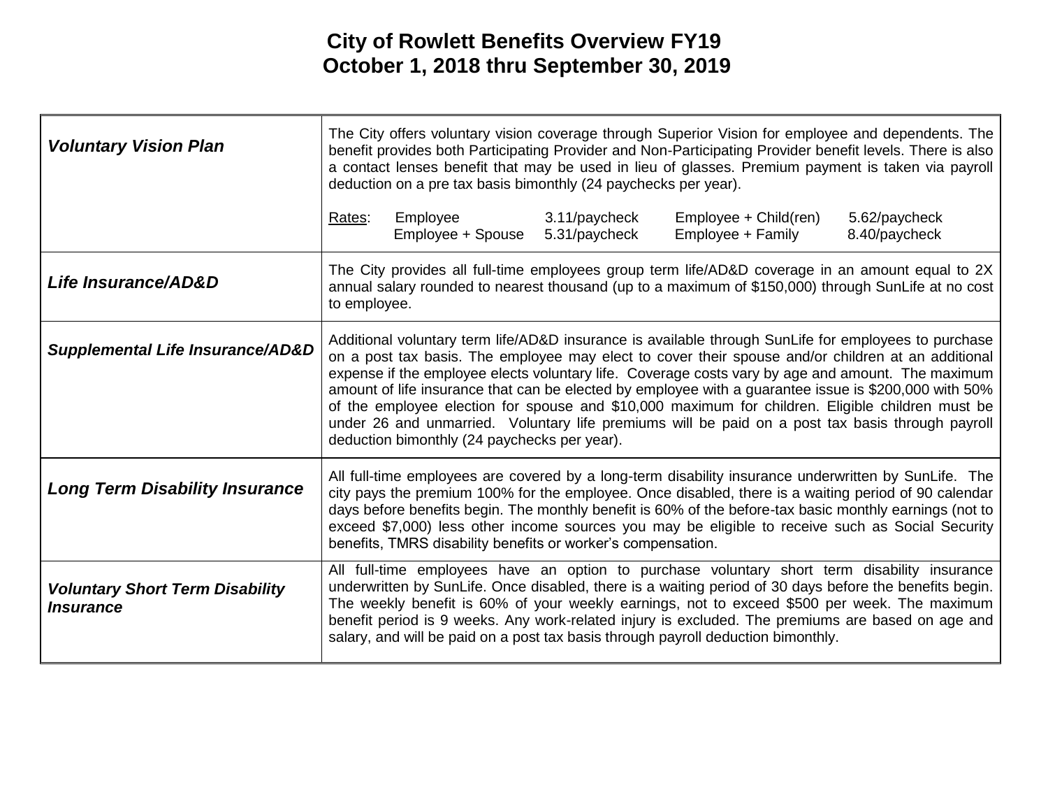# City of Rowlett Benefits Overview FY19
## October 1, 2018 thru September 30, 2019

| | |
|---|---|
| ***Voluntary Vision Plan*** | The City offers voluntary vision coverage through Superior Vision for employee and dependents. The benefit provides both Participating Provider and Non-Participating Provider benefit levels. There is also a contact lenses benefit that may be used in lieu of glasses. Premium payment is taken via payroll deduction on a pre tax basis bimonthly (24 paychecks per year).<br><br>Rates: Employee 3.11/paycheck; Employee + Child(ren) 5.62/paycheck; Employee + Spouse 5.31/paycheck; Employee + Family 8.40/paycheck |
| ***Life Insurance/AD&D*** | The City provides all full-time employees group term life/AD&D coverage in an amount equal to 2X annual salary rounded to nearest thousand (up to a maximum of $150,000) through SunLife at no cost to employee. |
| ***Supplemental Life Insurance/AD&D*** | Additional voluntary term life/AD&D insurance is available through SunLife for employees to purchase on a post tax basis. The employee may elect to cover their spouse and/or children at an additional expense if the employee elects voluntary life. Coverage costs vary by age and amount. The maximum amount of life insurance that can be elected by employee with a guarantee issue is $200,000 with 50% of the employee election for spouse and $10,000 maximum for children. Eligible children must be under 26 and unmarried. Voluntary life premiums will be paid on a post tax basis through payroll deduction bimonthly (24 paychecks per year). |
| ***Long Term Disability Insurance*** | All full-time employees are covered by a long-term disability insurance underwritten by SunLife. The city pays the premium 100% for the employee. Once disabled, there is a waiting period of 90 calendar days before benefits begin. The monthly benefit is 60% of the before-tax basic monthly earnings (not to exceed $7,000) less other income sources you may be eligible to receive such as Social Security benefits, TMRS disability benefits or worker's compensation. |
| ***Voluntary Short Term Disability Insurance*** | All full-time employees have an option to purchase voluntary short term disability insurance underwritten by SunLife. Once disabled, there is a waiting period of 30 days before the benefits begin. The weekly benefit is 60% of your weekly earnings, not to exceed $500 per week. The maximum benefit period is 9 weeks. Any work-related injury is excluded. The premiums are based on age and salary, and will be paid on a post tax basis through payroll deduction bimonthly. |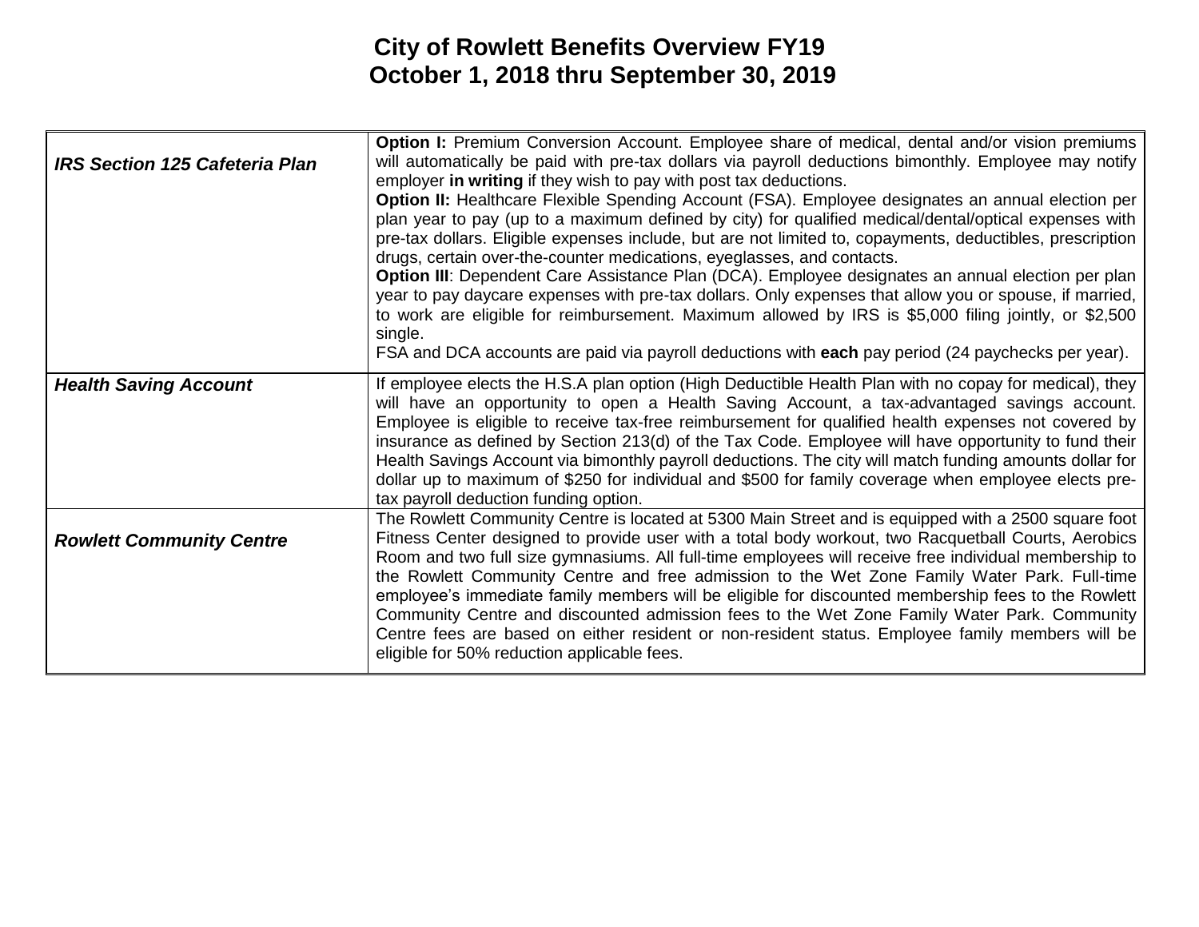# City of Rowlett Benefits Overview FY19
## October 1, 2018 thru September 30, 2019

| | |
|---|---|
| ***IRS Section 125 Cafeteria Plan*** | **Option I:** Premium Conversion Account. Employee share of medical, dental and/or vision premiums will automatically be paid with pre-tax dollars via payroll deductions bimonthly. Employee may notify employer **in writing** if they wish to pay with post tax deductions.<br>**Option II:** Healthcare Flexible Spending Account (FSA). Employee designates an annual election per plan year to pay (up to a maximum defined by city) for qualified medical/dental/optical expenses with pre-tax dollars. Eligible expenses include, but are not limited to, copayments, deductibles, prescription drugs, certain over-the-counter medications, eyeglasses, and contacts.<br>**Option III**: Dependent Care Assistance Plan (DCA). Employee designates an annual election per plan year to pay daycare expenses with pre-tax dollars. Only expenses that allow you or spouse, if married, to work are eligible for reimbursement. Maximum allowed by IRS is $5,000 filing jointly, or $2,500 single.<br>FSA and DCA accounts are paid via payroll deductions with **each** pay period (24 paychecks per year). |
| ***Health Saving Account*** | If employee elects the H.S.A plan option (High Deductible Health Plan with no copay for medical), they will have an opportunity to open a Health Saving Account, a tax-advantaged savings account. Employee is eligible to receive tax-free reimbursement for qualified health expenses not covered by insurance as defined by Section 213(d) of the Tax Code. Employee will have opportunity to fund their Health Savings Account via bimonthly payroll deductions. The city will match funding amounts dollar for dollar up to maximum of $250 for individual and $500 for family coverage when employee elects pre-tax payroll deduction funding option. |
| ***Rowlett Community Centre*** | The Rowlett Community Centre is located at 5300 Main Street and is equipped with a 2500 square foot Fitness Center designed to provide user with a total body workout, two Racquetball Courts, Aerobics Room and two full size gymnasiums. All full-time employees will receive free individual membership to the Rowlett Community Centre and free admission to the Wet Zone Family Water Park. Full-time employee's immediate family members will be eligible for discounted membership fees to the Rowlett Community Centre and discounted admission fees to the Wet Zone Family Water Park. Community Centre fees are based on either resident or non-resident status. Employee family members will be eligible for 50% reduction applicable fees. |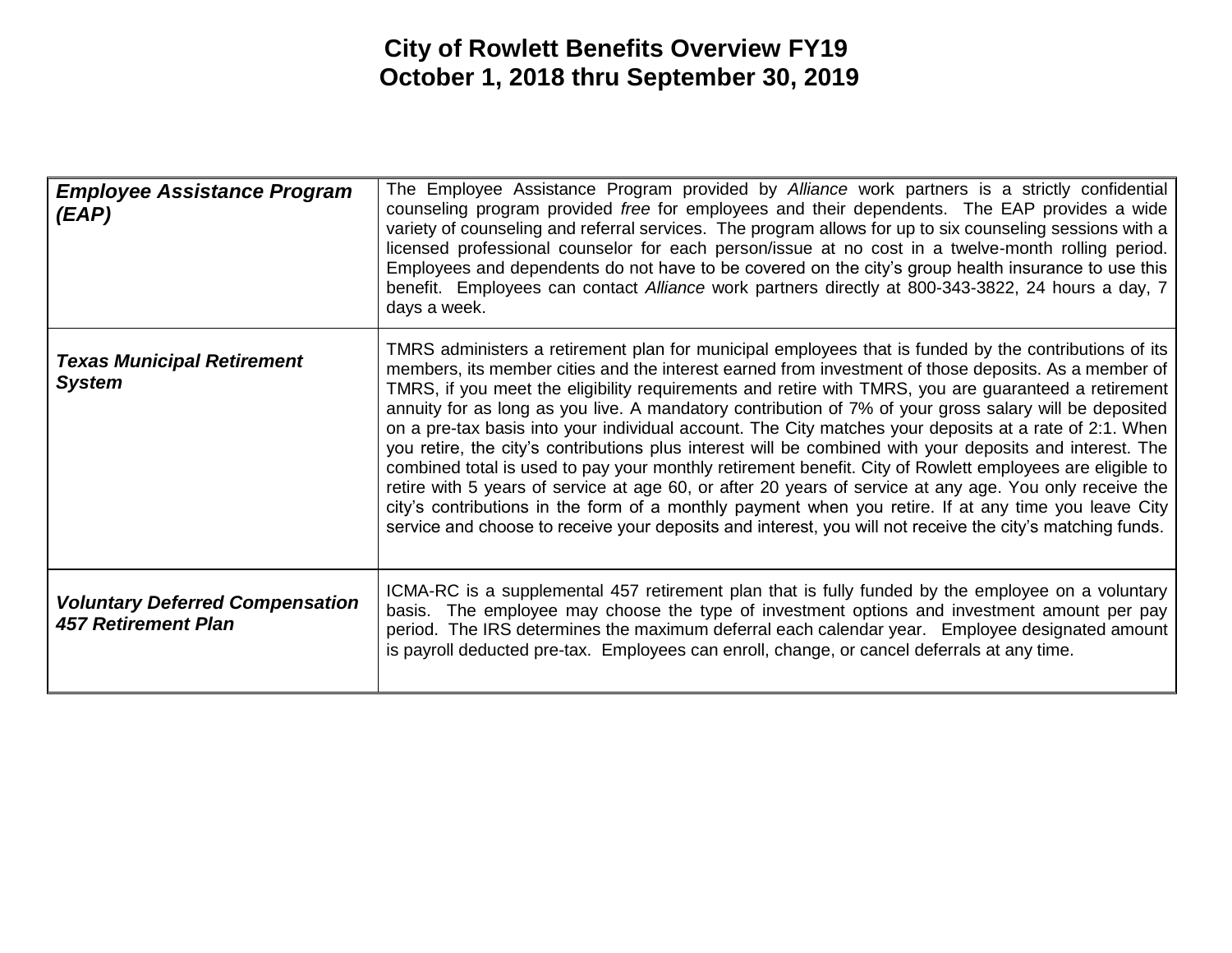# City of Rowlett Benefits Overview FY19
## October 1, 2018 thru September 30, 2019

| | |
|---|---|
| ***Employee Assistance Program (EAP)*** | The Employee Assistance Program provided by *Alliance* work partners is a strictly confidential counseling program provided *free* for employees and their dependents. The EAP provides a wide variety of counseling and referral services. The program allows for up to six counseling sessions with a licensed professional counselor for each person/issue at no cost in a twelve-month rolling period. Employees and dependents do not have to be covered on the city's group health insurance to use this benefit. Employees can contact *Alliance* work partners directly at 800-343-3822, 24 hours a day, 7 days a week. |
| ***Texas Municipal Retirement System*** | TMRS administers a retirement plan for municipal employees that is funded by the contributions of its members, its member cities and the interest earned from investment of those deposits. As a member of TMRS, if you meet the eligibility requirements and retire with TMRS, you are guaranteed a retirement annuity for as long as you live. A mandatory contribution of 7% of your gross salary will be deposited on a pre-tax basis into your individual account. The City matches your deposits at a rate of 2:1. When you retire, the city's contributions plus interest will be combined with your deposits and interest. The combined total is used to pay your monthly retirement benefit. City of Rowlett employees are eligible to retire with 5 years of service at age 60, or after 20 years of service at any age. You only receive the city's contributions in the form of a monthly payment when you retire. If at any time you leave City service and choose to receive your deposits and interest, you will not receive the city's matching funds. |
| ***Voluntary Deferred Compensation 457 Retirement Plan*** | ICMA-RC is a supplemental 457 retirement plan that is fully funded by the employee on a voluntary basis. The employee may choose the type of investment options and investment amount per pay period. The IRS determines the maximum deferral each calendar year. Employee designated amount is payroll deducted pre-tax. Employees can enroll, change, or cancel deferrals at any time. |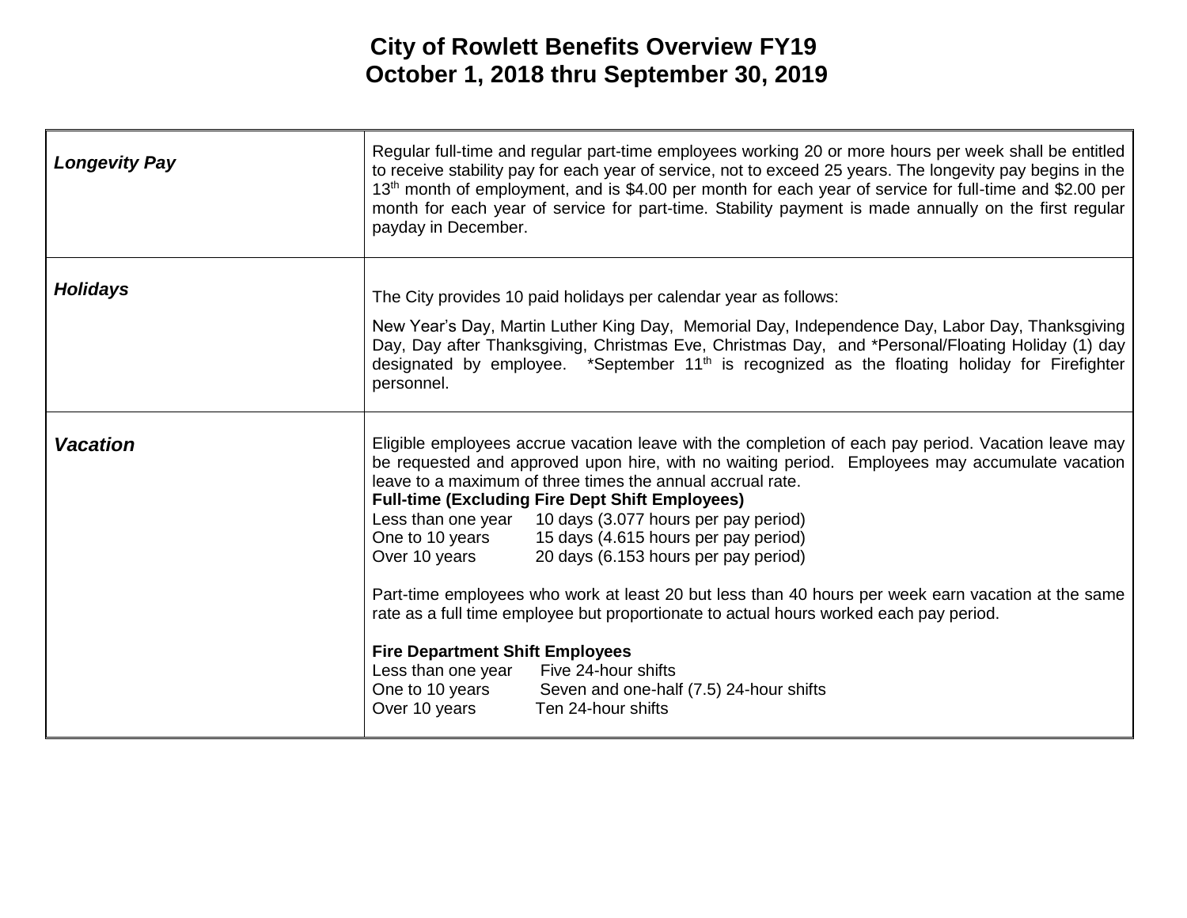# City of Rowlett Benefits Overview FY19
## October 1, 2018 thru September 30, 2019

| | |
|---|---|
| ***Longevity Pay*** | Regular full-time and regular part-time employees working 20 or more hours per week shall be entitled to receive stability pay for each year of service, not to exceed 25 years. The longevity pay begins in the 13th month of employment, and is $4.00 per month for each year of service for full-time and $2.00 per month for each year of service for part-time. Stability payment is made annually on the first regular payday in December. |
| ***Holidays*** | The City provides 10 paid holidays per calendar year as follows:<br><br>New Year's Day, Martin Luther King Day, Memorial Day, Independence Day, Labor Day, Thanksgiving Day, Day after Thanksgiving, Christmas Eve, Christmas Day, and *Personal/Floating Holiday (1) day designated by employee. *September 11th is recognized as the floating holiday for Firefighter personnel. |
| ***Vacation*** | Eligible employees accrue vacation leave with the completion of each pay period. Vacation leave may be requested and approved upon hire, with no waiting period. Employees may accumulate vacation leave to a maximum of three times the annual accrual rate.<br>**Full-time (Excluding Fire Dept Shift Employees)**<br>Less than one year 10 days (3.077 hours per pay period)<br>One to 10 years 15 days (4.615 hours per pay period)<br>Over 10 years 20 days (6.153 hours per pay period)<br><br>Part-time employees who work at least 20 but less than 40 hours per week earn vacation at the same rate as a full time employee but proportionate to actual hours worked each pay period.<br><br>**Fire Department Shift Employees**<br>Less than one year Five 24-hour shifts<br>One to 10 years Seven and one-half (7.5) 24-hour shifts<br>Over 10 years Ten 24-hour shifts |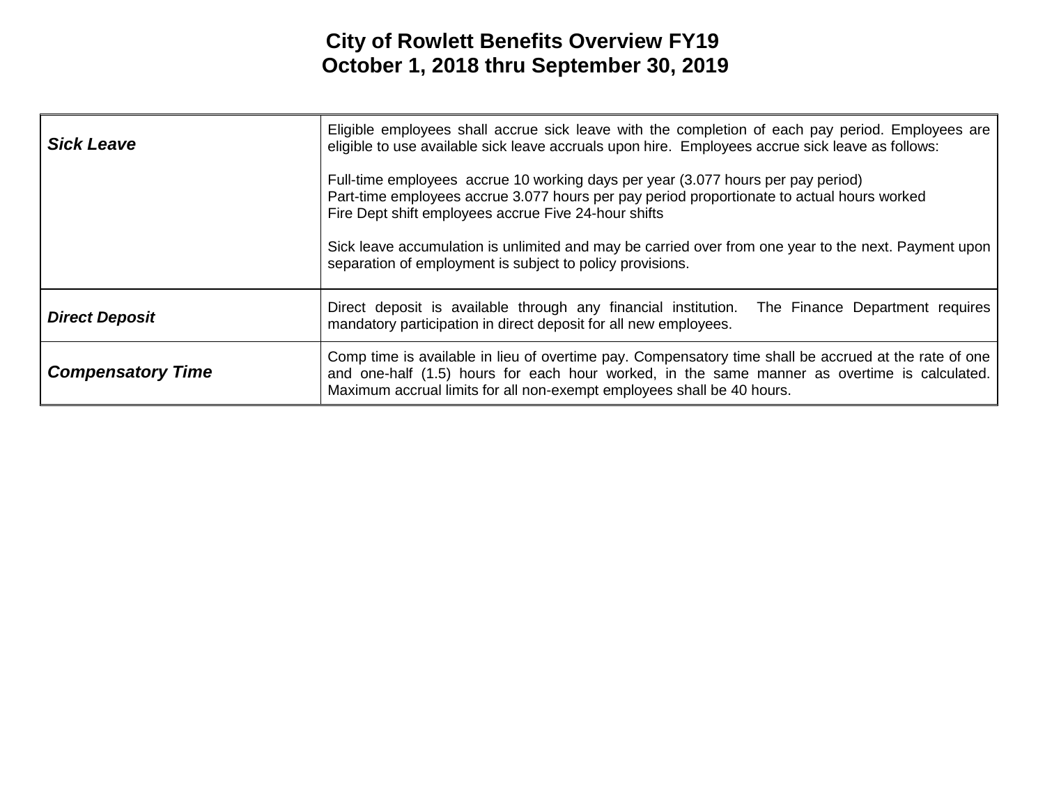# City of Rowlett Benefits Overview FY19
## October 1, 2018 thru September 30, 2019

| | |
|---|---|
| ***Sick Leave*** | Eligible employees shall accrue sick leave with the completion of each pay period. Employees are eligible to use available sick leave accruals upon hire. Employees accrue sick leave as follows:<br><br>Full-time employees accrue 10 working days per year (3.077 hours per pay period)<br>Part-time employees accrue 3.077 hours per pay period proportionate to actual hours worked<br>Fire Dept shift employees accrue Five 24-hour shifts<br><br>Sick leave accumulation is unlimited and may be carried over from one year to the next. Payment upon separation of employment is subject to policy provisions. |
| ***Direct Deposit*** | Direct deposit is available through any financial institution. The Finance Department requires mandatory participation in direct deposit for all new employees. |
| ***Compensatory Time*** | Comp time is available in lieu of overtime pay. Compensatory time shall be accrued at the rate of one and one-half (1.5) hours for each hour worked, in the same manner as overtime is calculated. Maximum accrual limits for all non-exempt employees shall be 40 hours. |